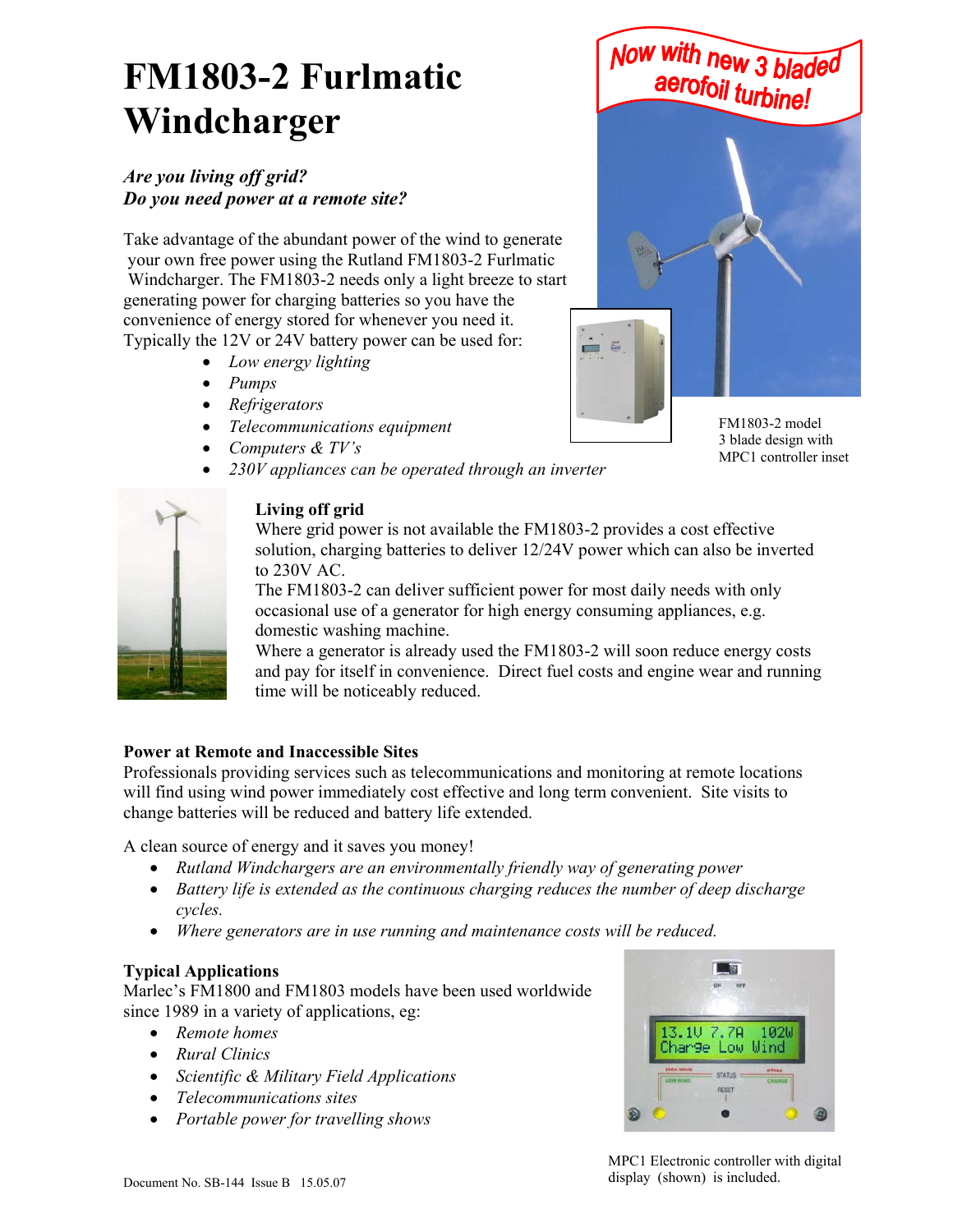# FM1803-2 Furlmatic Windcharger

***Are you living off grid?***
***Do you need power at a remote site?***

Now with new 3 bladed aerofoil turbine!

Take advantage of the abundant power of the wind to generate your own free power using the Rutland FM1803-2 Furlmatic Windcharger. The FM1803-2 needs only a light breeze to start generating power for charging batteries so you have the convenience of energy stored for whenever you need it. Typically the 12V or 24V battery power can be used for:

- *Low energy lighting*
- *Pumps*
- *Refrigerators*
- *Telecommunications equipment*
- *Computers & TV's*
- *230V appliances can be operated through an inverter*

FM1803-2 model 3 blade design with MPC1 controller inset

**Living off grid**

Where grid power is not available the FM1803-2 provides a cost effective solution, charging batteries to deliver 12/24V power which can also be inverted to 230V AC.

The FM1803-2 can deliver sufficient power for most daily needs with only occasional use of a generator for high energy consuming appliances, e.g. domestic washing machine.

Where a generator is already used the FM1803-2 will soon reduce energy costs and pay for itself in convenience. Direct fuel costs and engine wear and running time will be noticeably reduced.

**Power at Remote and Inaccessible Sites**

Professionals providing services such as telecommunications and monitoring at remote locations will find using wind power immediately cost effective and long term convenient. Site visits to change batteries will be reduced and battery life extended.

A clean source of energy and it saves you money!

- *Rutland Windchargers are an environmentally friendly way of generating power*
- *Battery life is extended as the continuous charging reduces the number of deep discharge cycles.*
- *Where generators are in use running and maintenance costs will be reduced.*

**Typical Applications**

Marlec's FM1800 and FM1803 models have been used worldwide since 1989 in a variety of applications, eg:

- *Remote homes*
- *Rural Clinics*
- *Scientific & Military Field Applications*
- *Telecommunications sites*
- *Portable power for travelling shows*

MPC1 Electronic controller with digital display (shown) is included.

Document No. SB-144 Issue B 15.05.07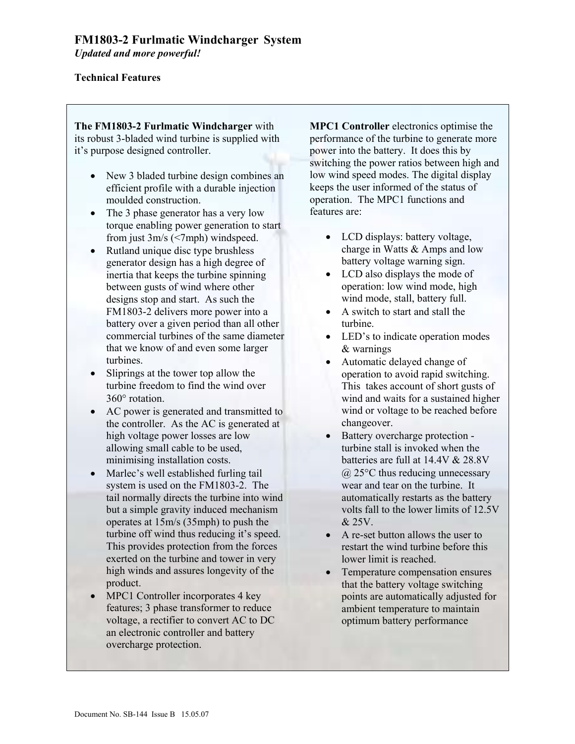# FM1803-2 Furlmatic Windcharger System

*Updated and more powerful!*

**Technical Features**

**The FM1803-2 Furlmatic Windcharger** with its robust 3-bladed wind turbine is supplied with it's purpose designed controller.

- New 3 bladed turbine design combines an efficient profile with a durable injection moulded construction.
- The 3 phase generator has a very low torque enabling power generation to start from just 3m/s (<7mph) windspeed.
- Rutland unique disc type brushless generator design has a high degree of inertia that keeps the turbine spinning between gusts of wind where other designs stop and start. As such the FM1803-2 delivers more power into a battery over a given period than all other commercial turbines of the same diameter that we know of and even some larger turbines.
- Sliprings at the tower top allow the turbine freedom to find the wind over 360° rotation.
- AC power is generated and transmitted to the controller. As the AC is generated at high voltage power losses are low allowing small cable to be used, minimising installation costs.
- Marlec's well established furling tail system is used on the FM1803-2. The tail normally directs the turbine into wind but a simple gravity induced mechanism operates at 15m/s (35mph) to push the turbine off wind thus reducing it's speed. This provides protection from the forces exerted on the turbine and tower in very high winds and assures longevity of the product.
- MPC1 Controller incorporates 4 key features; 3 phase transformer to reduce voltage, a rectifier to convert AC to DC an electronic controller and battery overcharge protection.

**MPC1 Controller** electronics optimise the performance of the turbine to generate more power into the battery. It does this by switching the power ratios between high and low wind speed modes. The digital display keeps the user informed of the status of operation. The MPC1 functions and features are:

- LCD displays: battery voltage, charge in Watts & Amps and low battery voltage warning sign.
- LCD also displays the mode of operation: low wind mode, high wind mode, stall, battery full.
- A switch to start and stall the turbine.
- LED's to indicate operation modes & warnings
- Automatic delayed change of operation to avoid rapid switching. This takes account of short gusts of wind and waits for a sustained higher wind or voltage to be reached before changeover.
- Battery overcharge protection - turbine stall is invoked when the batteries are full at 14.4V & 28.8V @ 25°C thus reducing unnecessary wear and tear on the turbine. It automatically restarts as the battery volts fall to the lower limits of 12.5V & 25V.
- A re-set button allows the user to restart the wind turbine before this lower limit is reached.
- Temperature compensation ensures that the battery voltage switching points are automatically adjusted for ambient temperature to maintain optimum battery performance

Document No. SB-144 Issue B 15.05.07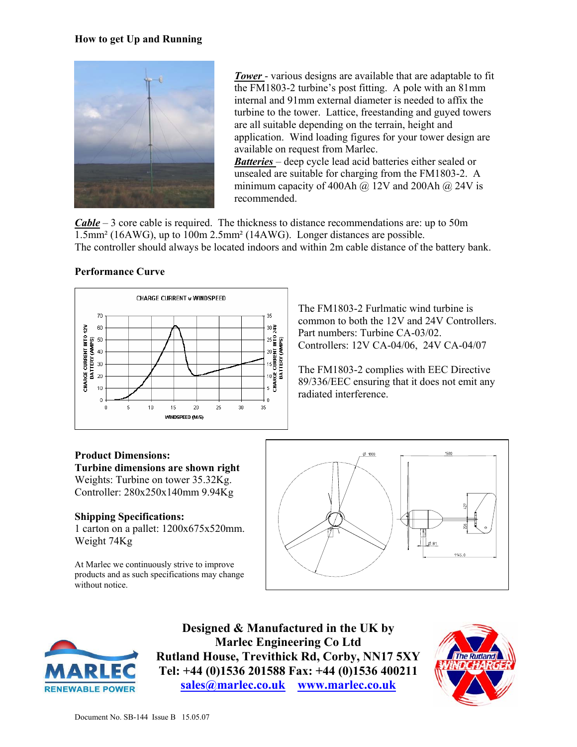## How to get Up and Running

***Tower*** - various designs are available that are adaptable to fit the FM1803-2 turbine's post fitting. A pole with an 81mm internal and 91mm external diameter is needed to affix the turbine to the tower. Lattice, freestanding and guyed towers are all suitable depending on the terrain, height and application. Wind loading figures for your tower design are available on request from Marlec.

***Batteries*** – deep cycle lead acid batteries either sealed or unsealed are suitable for charging from the FM1803-2. A minimum capacity of 400Ah @ 12V and 200Ah @ 24V is recommended.

***Cable*** – 3 core cable is required. The thickness to distance recommendations are: up to 50m 1.5mm² (16AWG), up to 100m 2.5mm² (14AWG). Longer distances are possible.
The controller should always be located indoors and within 2m cable distance of the battery bank.

## Performance Curve

CHARGE CURRENT v WINDSPEED

CHARGE CURRENT INTO 12V BATTERY (AMPS): 0, 10, 20, 30, 40, 50, 60, 70

CHARGE CURRENT INTO 24V BATTERY (AMPS): 0, 5, 10, 15, 20, 25, 30, 35

WINDSPEED (M/S): 0, 5, 10, 15, 20, 25, 30, 35

The FM1803-2 Furlmatic wind turbine is common to both the 12V and 24V Controllers.
Part numbers: Turbine CA-03/02.
Controllers: 12V CA-04/06, 24V CA-04/07

The FM1803-2 complies with EEC Directive 89/336/EEC ensuring that it does not emit any radiated interference.

**Product Dimensions:**
**Turbine dimensions are shown right**
Weights: Turbine on tower 35.32Kg.
Controller: 280x250x140mm 9.94Kg

Ø 1800
1500
427
226
Ø 81
1145.0

**Shipping Specifications:**
1 carton on a pallet: 1200x675x520mm.
Weight 74Kg

At Marlec we continuously strive to improve products and as such specifications may change without notice.

**Designed & Manufactured in the UK by**
**Marlec Engineering Co Ltd**
**Rutland House, Trevithick Rd, Corby, NN17 5XY**
**Tel: +44 (0)1536 201588 Fax: +44 (0)1536 400211**
**sales@marlec.co.uk www.marlec.co.uk**

MARLEC RENEWABLE POWER

The Rutland WINDCHARGER

Document No. SB-144 Issue B 15.05.07